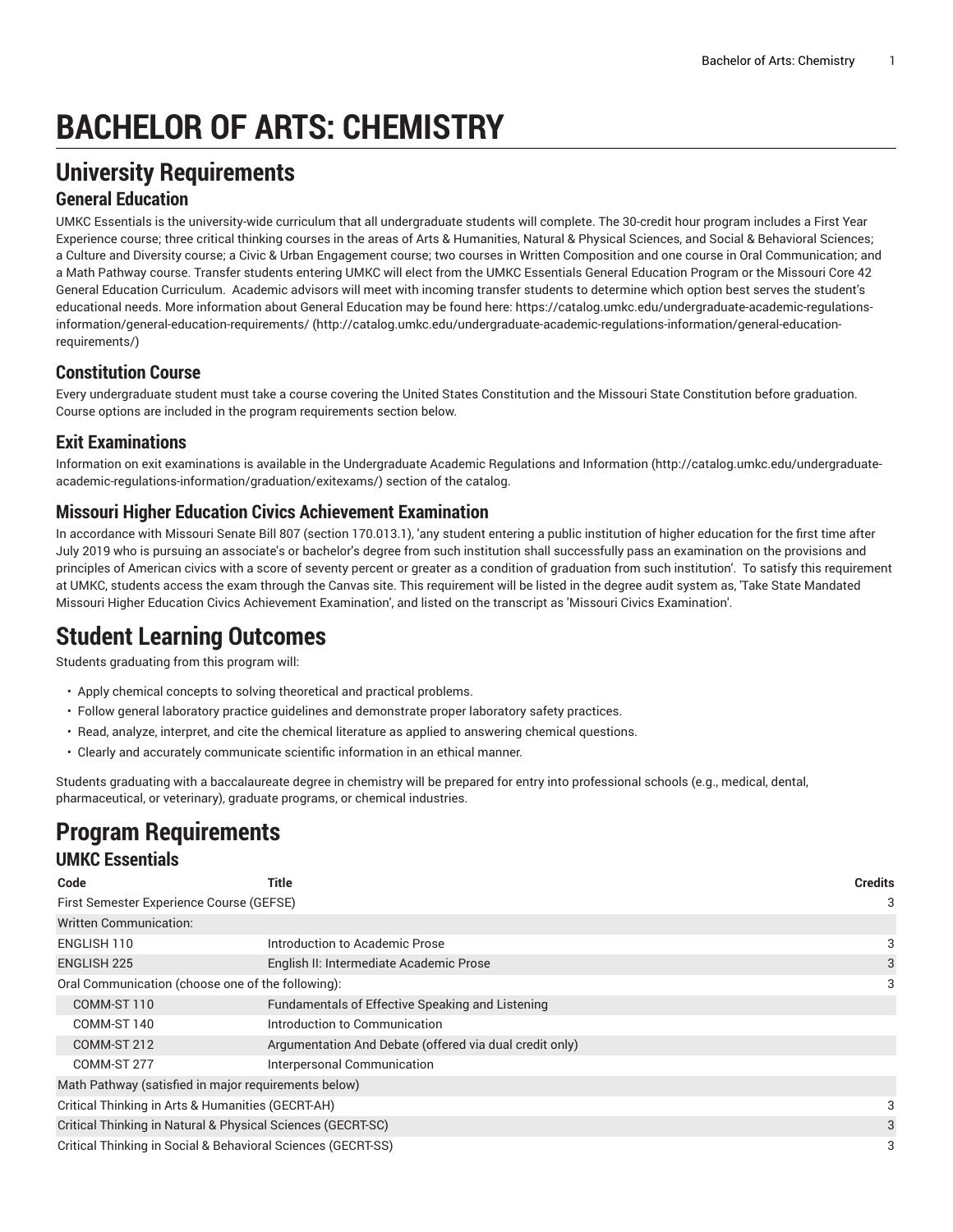# BACHELOR OF ARTS: CHEMISTRY

## University Requirements

### General Education

UMKC Essentials is the university-wide curriculum that all undergraduate students will complete. The 30-credit hour program includes a First Year Experience course; three critical thinking courses in the areas of Arts & Humanities, Natural & Physical Sciences, and Social & Behavioral Sciences; a Culture and Diversity course; a Civic & Urban Engagement course; two courses in Written Composition and one course in Oral Communication; and a Math Pathway course. Transfer students entering UMKC will elect from the UMKC Essentials General Education Program or the Missouri Core 42 General Education Curriculum. Academic advisors will meet with incoming transfer students to determine which option best serves the student's educational needs. More information about General Education may be found here: https://catalog.umkc.edu/undergraduate-academic-regulations-information/general-education-requirements/ (http://catalog.umkc.edu/undergraduate-academic-regulations-information/general-education-requirements/)

### Constitution Course

Every undergraduate student must take a course covering the United States Constitution and the Missouri State Constitution before graduation. Course options are included in the program requirements section below.

### Exit Examinations

Information on exit examinations is available in the Undergraduate Academic Regulations and Information (http://catalog.umkc.edu/undergraduate-academic-regulations-information/graduation/exitexams/) section of the catalog.

### Missouri Higher Education Civics Achievement Examination

In accordance with Missouri Senate Bill 807 (section 170.013.1), 'any student entering a public institution of higher education for the first time after July 2019 who is pursuing an associate's or bachelor's degree from such institution shall successfully pass an examination on the provisions and principles of American civics with a score of seventy percent or greater as a condition of graduation from such institution'. To satisfy this requirement at UMKC, students access the exam through the Canvas site. This requirement will be listed in the degree audit system as, 'Take State Mandated Missouri Higher Education Civics Achievement Examination', and listed on the transcript as 'Missouri Civics Examination'.

## Student Learning Outcomes

Students graduating from this program will:

- Apply chemical concepts to solving theoretical and practical problems.
- Follow general laboratory practice guidelines and demonstrate proper laboratory safety practices.
- Read, analyze, interpret, and cite the chemical literature as applied to answering chemical questions.
- Clearly and accurately communicate scientific information in an ethical manner.

Students graduating with a baccalaureate degree in chemistry will be prepared for entry into professional schools (e.g., medical, dental, pharmaceutical, or veterinary), graduate programs, or chemical industries.

## Program Requirements

### UMKC Essentials

| Code | Title | Credits |
|---|---|---|
| First Semester Experience Course (GEFSE) | | 3 |
| Written Communication: | | |
| ENGLISH 110 | Introduction to Academic Prose | 3 |
| ENGLISH 225 | English II: Intermediate Academic Prose | 3 |
| Oral Communication (choose one of the following): | | 3 |
| COMM-ST 110 | Fundamentals of Effective Speaking and Listening | |
| COMM-ST 140 | Introduction to Communication | |
| COMM-ST 212 | Argumentation And Debate (offered via dual credit only) | |
| COMM-ST 277 | Interpersonal Communication | |
| Math Pathway (satisfied in major requirements below) | | |
| Critical Thinking in Arts & Humanities (GECRT-AH) | | 3 |
| Critical Thinking in Natural & Physical Sciences (GECRT-SC) | | 3 |
| Critical Thinking in Social & Behavioral Sciences (GECRT-SS) | | 3 |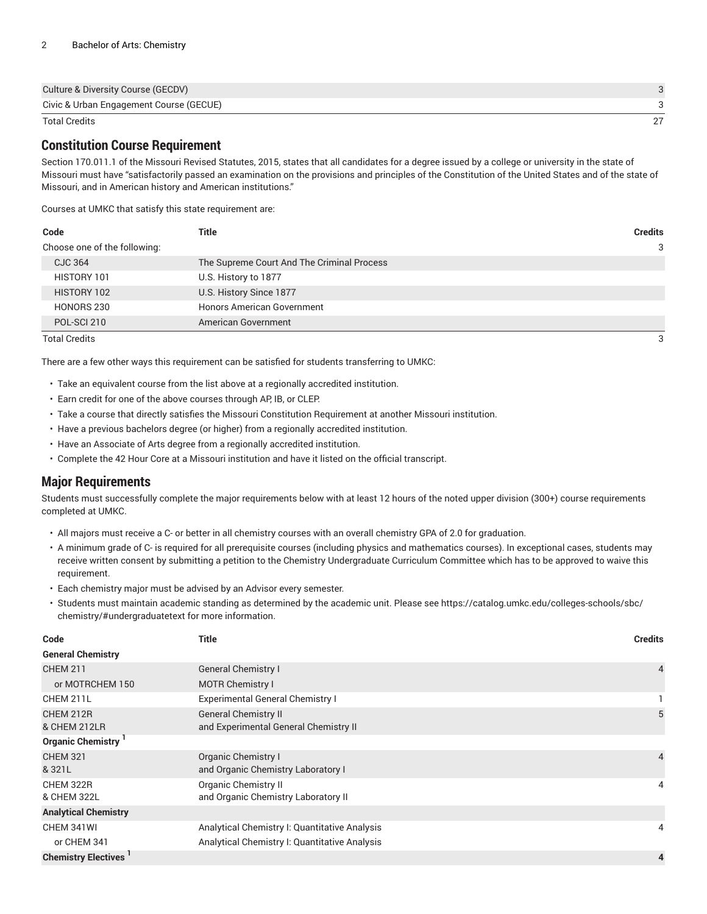| | |
|---|---|
| Culture & Diversity Course (GECDV) | 3 |
| Civic & Urban Engagement Course (GECUE) | 3 |
| Total Credits | 27 |

## Constitution Course Requirement

Section 170.011.1 of the Missouri Revised Statutes, 2015, states that all candidates for a degree issued by a college or university in the state of Missouri must have "satisfactorily passed an examination on the provisions and principles of the Constitution of the United States and of the state of Missouri, and in American history and American institutions."

Courses at UMKC that satisfy this state requirement are:

| Code | Title | Credits |
|---|---|---|
| Choose one of the following: | | 3 |
| CJC 364 | The Supreme Court And The Criminal Process | |
| HISTORY 101 | U.S. History to 1877 | |
| HISTORY 102 | U.S. History Since 1877 | |
| HONORS 230 | Honors American Government | |
| POL-SCI 210 | American Government | |
| Total Credits | | 3 |

There are a few other ways this requirement can be satisfied for students transferring to UMKC:

- Take an equivalent course from the list above at a regionally accredited institution.
- Earn credit for one of the above courses through AP, IB, or CLEP.
- Take a course that directly satisfies the Missouri Constitution Requirement at another Missouri institution.
- Have a previous bachelors degree (or higher) from a regionally accredited institution.
- Have an Associate of Arts degree from a regionally accredited institution.
- Complete the 42 Hour Core at a Missouri institution and have it listed on the official transcript.

## Major Requirements

Students must successfully complete the major requirements below with at least 12 hours of the noted upper division (300+) course requirements completed at UMKC.

- All majors must receive a C- or better in all chemistry courses with an overall chemistry GPA of 2.0 for graduation.
- A minimum grade of C- is required for all prerequisite courses (including physics and mathematics courses). In exceptional cases, students may receive written consent by submitting a petition to the Chemistry Undergraduate Curriculum Committee which has to be approved to waive this requirement.
- Each chemistry major must be advised by an Advisor every semester.
- Students must maintain academic standing as determined by the academic unit. Please see https://catalog.umkc.edu/colleges-schools/sbc/chemistry/#undergraduatetext for more information.

| Code | Title | Credits |
|---|---|---|
| **General Chemistry** | | |
| CHEM 211 | General Chemistry I | 4 |
| or MOTRCHEM 150 | MOTR Chemistry I | |
| CHEM 211L | Experimental General Chemistry I | 1 |
| CHEM 212R & CHEM 212LR | General Chemistry II and Experimental General Chemistry II | 5 |
| **Organic Chemistry** [1] | | |
| CHEM 321 & 321L | Organic Chemistry I and Organic Chemistry Laboratory I | 4 |
| CHEM 322R & CHEM 322L | Organic Chemistry II and Organic Chemistry Laboratory II | 4 |
| **Analytical Chemistry** | | |
| CHEM 341WI | Analytical Chemistry I: Quantitative Analysis | 4 |
| or CHEM 341 | Analytical Chemistry I: Quantitative Analysis | |
| **Chemistry Electives** [1] | | **4** |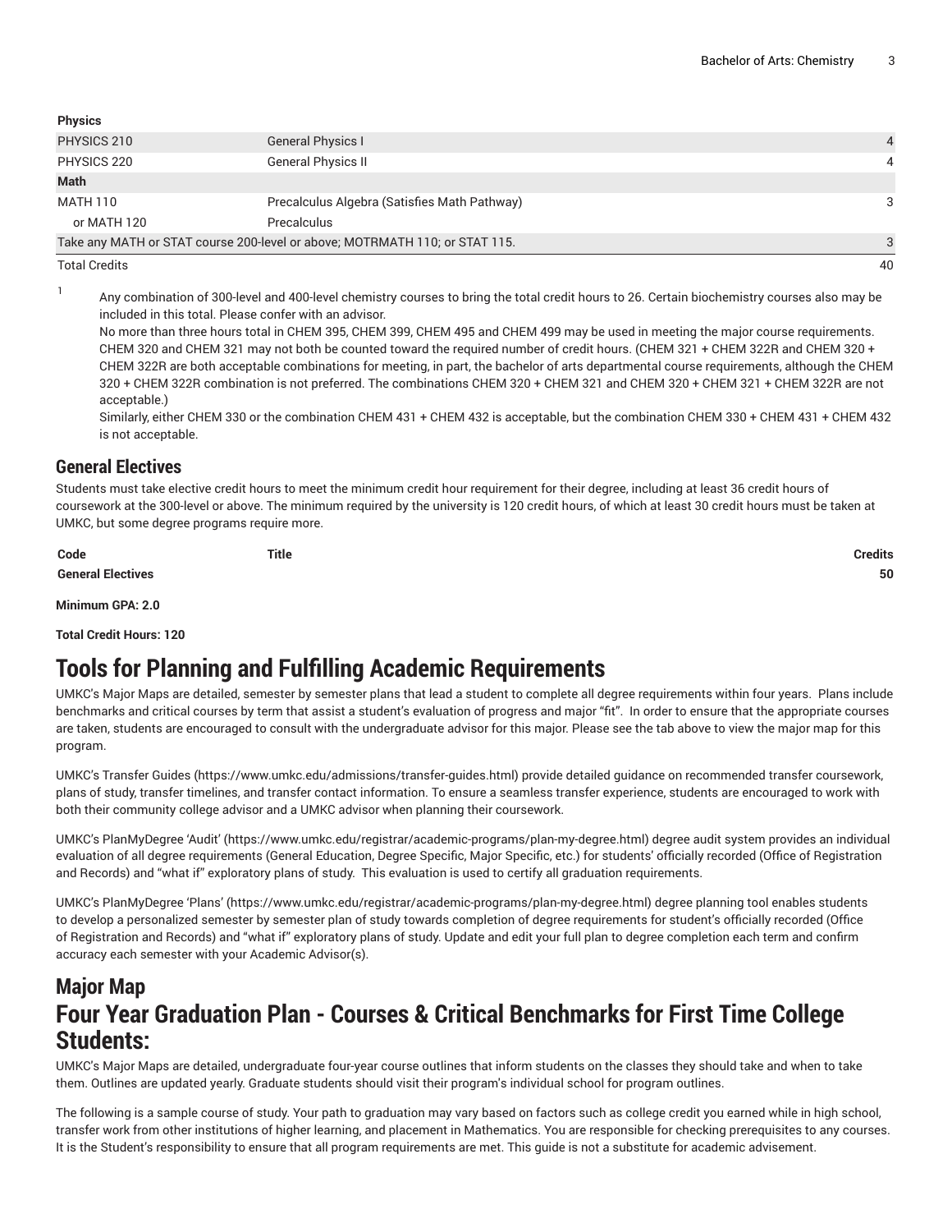| | | |
|---|---|---|
| **Physics** | | |
| PHYSICS 210 | General Physics I | 4 |
| PHYSICS 220 | General Physics II | 4 |
| **Math** | | |
| MATH 110 | Precalculus Algebra (Satisfies Math Pathway) | 3 |
| or MATH 120 | Precalculus | |
| Take any MATH or STAT course 200-level or above; MOTRMATH 110; or STAT 115. | | 3 |
| Total Credits | | 40 |

1. Any combination of 300-level and 400-level chemistry courses to bring the total credit hours to 26. Certain biochemistry courses also may be included in this total. Please confer with an advisor.
   No more than three hours total in CHEM 395, CHEM 399, CHEM 495 and CHEM 499 may be used in meeting the major course requirements. CHEM 320 and CHEM 321 may not both be counted toward the required number of credit hours. (CHEM 321 + CHEM 322R and CHEM 320 + CHEM 322R are both acceptable combinations for meeting, in part, the bachelor of arts departmental course requirements, although the CHEM 320 + CHEM 322R combination is not preferred. The combinations CHEM 320 + CHEM 321 and CHEM 320 + CHEM 321 + CHEM 322R are not acceptable.)
   Similarly, either CHEM 330 or the combination CHEM 431 + CHEM 432 is acceptable, but the combination CHEM 330 + CHEM 431 + CHEM 432 is not acceptable.

### General Electives

Students must take elective credit hours to meet the minimum credit hour requirement for their degree, including at least 36 credit hours of coursework at the 300-level or above. The minimum required by the university is 120 credit hours, of which at least 30 credit hours must be taken at UMKC, but some degree programs require more.

| Code | Title | Credits |
|---|---|---|
| **General Electives** | | **50** |

**Minimum GPA: 2.0**

**Total Credit Hours: 120**

## Tools for Planning and Fulfilling Academic Requirements

UMKC's Major Maps are detailed, semester by semester plans that lead a student to complete all degree requirements within four years. Plans include benchmarks and critical courses by term that assist a student's evaluation of progress and major "fit". In order to ensure that the appropriate courses are taken, students are encouraged to consult with the undergraduate advisor for this major. Please see the tab above to view the major map for this program.

UMKC's Transfer Guides (https://www.umkc.edu/admissions/transfer-guides.html) provide detailed guidance on recommended transfer coursework, plans of study, transfer timelines, and transfer contact information. To ensure a seamless transfer experience, students are encouraged to work with both their community college advisor and a UMKC advisor when planning their coursework.

UMKC's PlanMyDegree 'Audit' (https://www.umkc.edu/registrar/academic-programs/plan-my-degree.html) degree audit system provides an individual evaluation of all degree requirements (General Education, Degree Specific, Major Specific, etc.) for students' officially recorded (Office of Registration and Records) and "what if" exploratory plans of study. This evaluation is used to certify all graduation requirements.

UMKC's PlanMyDegree 'Plans' (https://www.umkc.edu/registrar/academic-programs/plan-my-degree.html) degree planning tool enables students to develop a personalized semester by semester plan of study towards completion of degree requirements for student's officially recorded (Office of Registration and Records) and "what if" exploratory plans of study. Update and edit your full plan to degree completion each term and confirm accuracy each semester with your Academic Advisor(s).

## Major Map
## Four Year Graduation Plan - Courses & Critical Benchmarks for First Time College Students:

UMKC's Major Maps are detailed, undergraduate four-year course outlines that inform students on the classes they should take and when to take them. Outlines are updated yearly. Graduate students should visit their program's individual school for program outlines.

The following is a sample course of study. Your path to graduation may vary based on factors such as college credit you earned while in high school, transfer work from other institutions of higher learning, and placement in Mathematics. You are responsible for checking prerequisites to any courses. It is the Student's responsibility to ensure that all program requirements are met. This guide is not a substitute for academic advisement.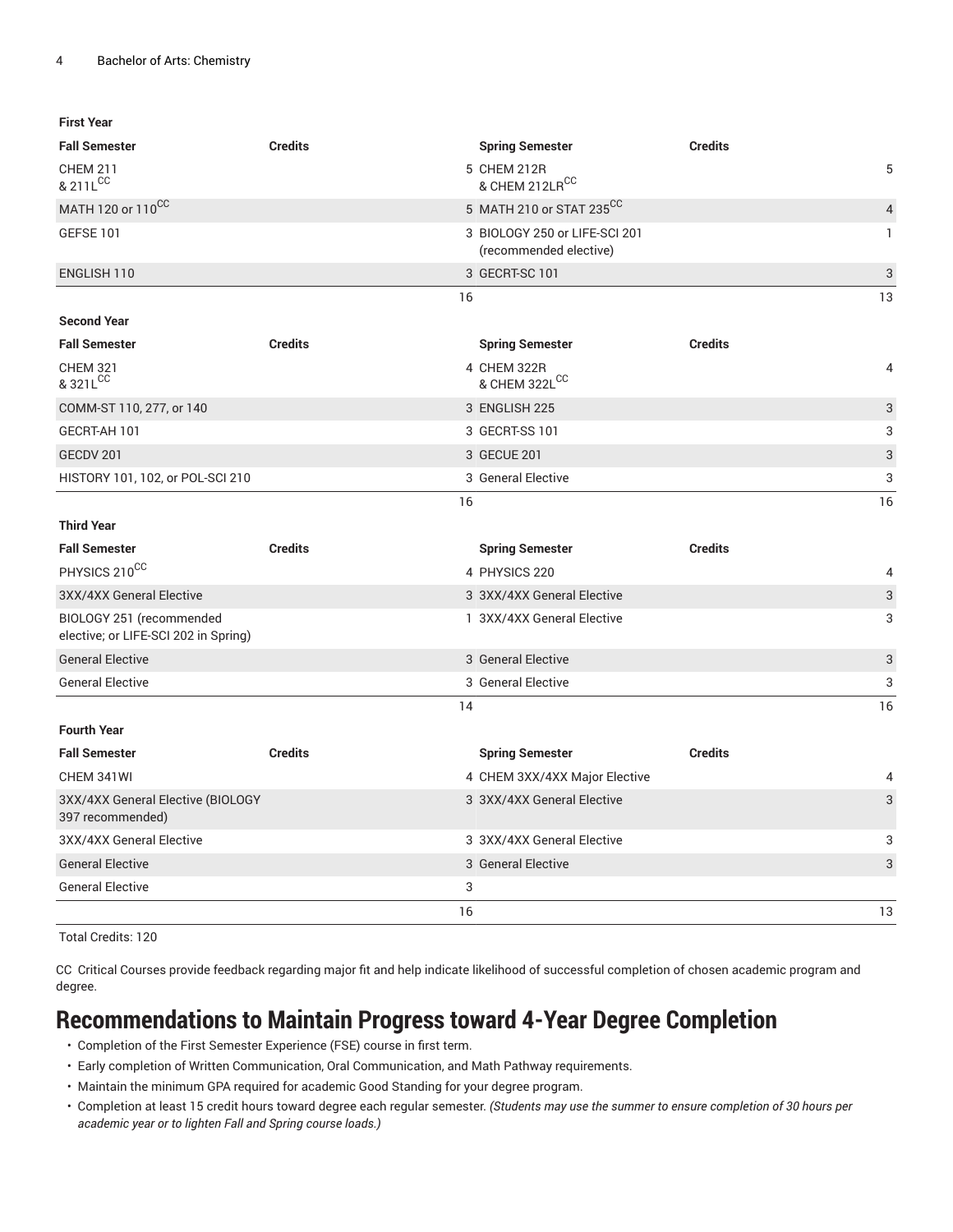| First Year | | | |
|---|---|---|---|
| **Fall Semester** | **Credits** | **Spring Semester** | **Credits** |
| CHEM 211 & 211L[CC] | 5 | CHEM 212R & CHEM 212LR[CC] | 5 |
| MATH 120 or 110[CC] | 5 | MATH 210 or STAT 235[CC] | 4 |
| GEFSE 101 | 3 | BIOLOGY 250 or LIFE-SCI 201 (recommended elective) | 1 |
| ENGLISH 110 | 3 | GECRT-SC 101 | 3 |
| | 16 | | 13 |
| **Second Year** | | | |
| **Fall Semester** | **Credits** | **Spring Semester** | **Credits** |
| CHEM 321 & 321L[CC] | 4 | CHEM 322R & CHEM 322L[CC] | 4 |
| COMM-ST 110, 277, or 140 | 3 | ENGLISH 225 | 3 |
| GECRT-AH 101 | 3 | GECRT-SS 101 | 3 |
| GECDV 201 | 3 | GECUE 201 | 3 |
| HISTORY 101, 102, or POL-SCI 210 | 3 | General Elective | 3 |
| | 16 | | 16 |
| **Third Year** | | | |
| **Fall Semester** | **Credits** | **Spring Semester** | **Credits** |
| PHYSICS 210[CC] | 4 | PHYSICS 220 | 4 |
| 3XX/4XX General Elective | 3 | 3XX/4XX General Elective | 3 |
| BIOLOGY 251 (recommended elective; or LIFE-SCI 202 in Spring) | 1 | 3XX/4XX General Elective | 3 |
| General Elective | 3 | General Elective | 3 |
| General Elective | 3 | General Elective | 3 |
| | 14 | | 16 |
| **Fourth Year** | | | |
| **Fall Semester** | **Credits** | **Spring Semester** | **Credits** |
| CHEM 341WI | 4 | CHEM 3XX/4XX Major Elective | 4 |
| 3XX/4XX General Elective (BIOLOGY 397 recommended) | 3 | 3XX/4XX General Elective | 3 |
| 3XX/4XX General Elective | 3 | 3XX/4XX General Elective | 3 |
| General Elective | 3 | General Elective | 3 |
| General Elective | 3 | | |
| | 16 | | 13 |

Total Credits: 120

CC Critical Courses provide feedback regarding major fit and help indicate likelihood of successful completion of chosen academic program and degree.

# Recommendations to Maintain Progress toward 4-Year Degree Completion

- Completion of the First Semester Experience (FSE) course in first term.
- Early completion of Written Communication, Oral Communication, and Math Pathway requirements.
- Maintain the minimum GPA required for academic Good Standing for your degree program.
- Completion at least 15 credit hours toward degree each regular semester. *(Students may use the summer to ensure completion of 30 hours per academic year or to lighten Fall and Spring course loads.)*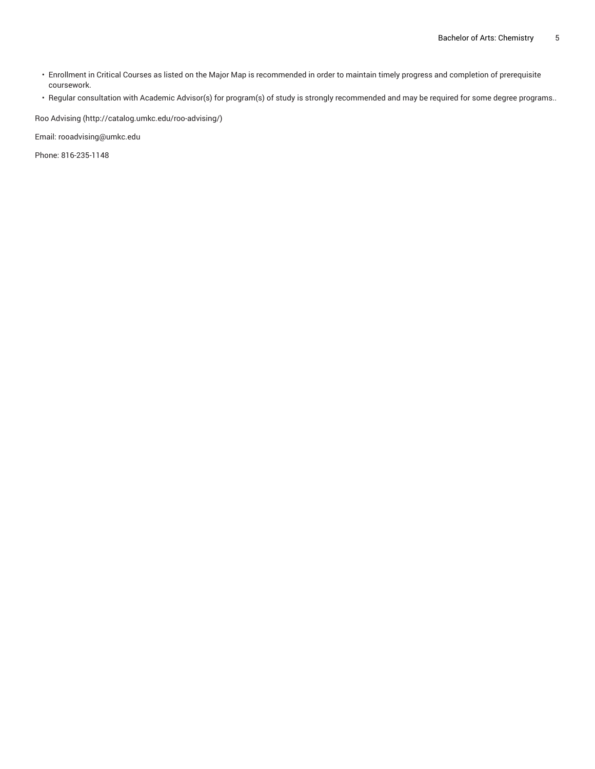- Enrollment in Critical Courses as listed on the Major Map is recommended in order to maintain timely progress and completion of prerequisite coursework.
- Regular consultation with Academic Advisor(s) for program(s) of study is strongly recommended and may be required for some degree programs..

Roo Advising (http://catalog.umkc.edu/roo-advising/)

Email: rooadvising@umkc.edu

Phone: 816-235-1148